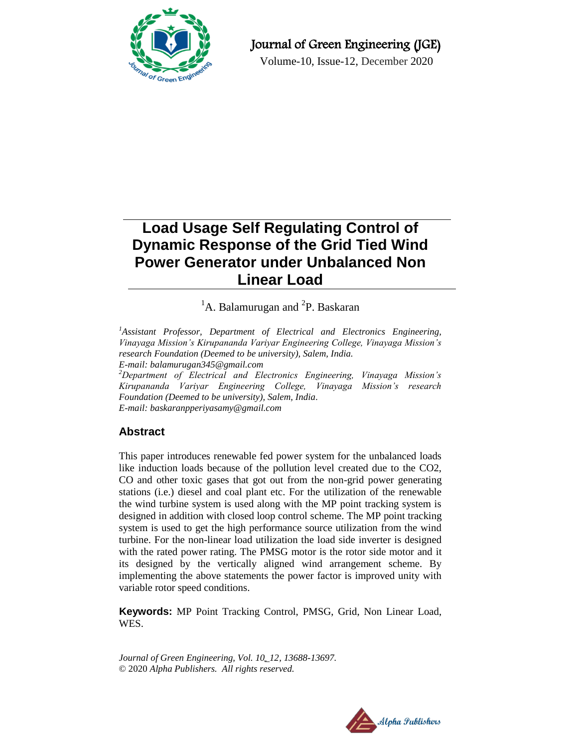# Load Usage Self Regulating Control of Dynamic Response of the Grid Tied Wind Power Generator under Unbalanced Non Linear Load

[1]A. Balamurugan and [2]P. Baskaran

*[1]Assistant Professor, Department of Electrical and Electronics Engineering, Vinayaga Mission's Kirupananda Variyar Engineering College, Vinayaga Mission's research Foundation (Deemed to be university), Salem, India.*
*E-mail: balamurugan345@gmail.com*
*[2]Department of Electrical and Electronics Engineering, Vinayaga Mission's Kirupananda Variyar Engineering College, Vinayaga Mission's research Foundation (Deemed to be university), Salem, India.*
*E-mail: baskaranpperiyasamy@gmail.com*

## Abstract

This paper introduces renewable fed power system for the unbalanced loads like induction loads because of the pollution level created due to the CO2, CO and other toxic gases that got out from the non-grid power generating stations (i.e.) diesel and coal plant etc. For the utilization of the renewable the wind turbine system is used along with the MP point tracking system is designed in addition with closed loop control scheme. The MP point tracking system is used to get the high performance source utilization from the wind turbine. For the non-linear load utilization the load side inverter is designed with the rated power rating. The PMSG motor is the rotor side motor and it its designed by the vertically aligned wind arrangement scheme. By implementing the above statements the power factor is improved unity with variable rotor speed conditions.

**Keywords:** MP Point Tracking Control, PMSG, Grid, Non Linear Load, WES.

*Journal of Green Engineering, Vol. 10_12, 13688-13697.*
© 2020 *Alpha Publishers. All rights reserved.*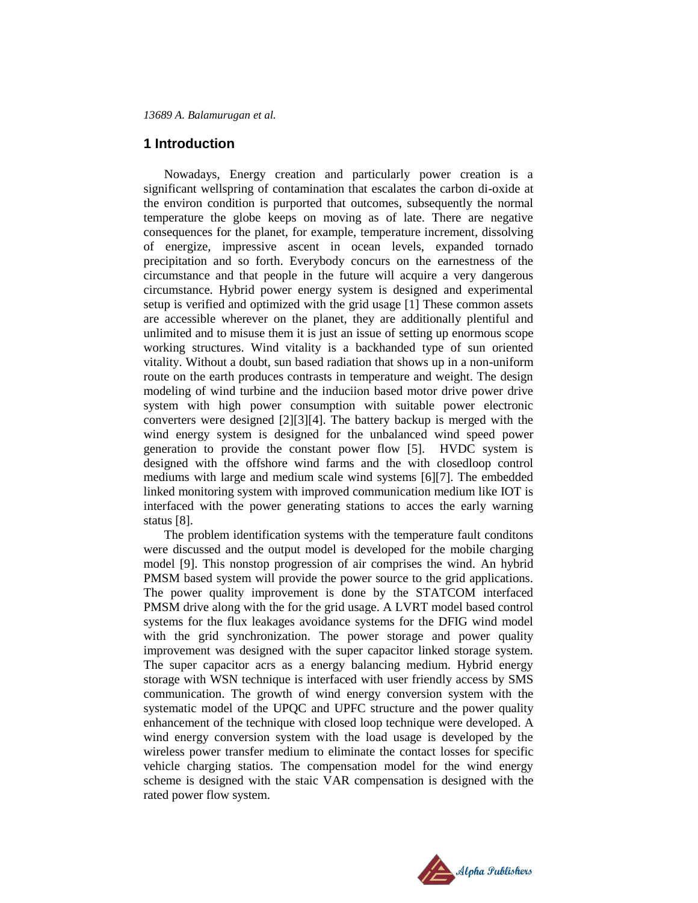## 1 Introduction

Nowadays, Energy creation and particularly power creation is a significant wellspring of contamination that escalates the carbon di-oxide at the environ condition is purported that outcomes, subsequently the normal temperature the globe keeps on moving as of late. There are negative consequences for the planet, for example, temperature increment, dissolving of energize, impressive ascent in ocean levels, expanded tornado precipitation and so forth. Everybody concurs on the earnestness of the circumstance and that people in the future will acquire a very dangerous circumstance. Hybrid power energy system is designed and experimental setup is verified and optimized with the grid usage [1] These common assets are accessible wherever on the planet, they are additionally plentiful and unlimited and to misuse them it is just an issue of setting up enormous scope working structures. Wind vitality is a backhanded type of sun oriented vitality. Without a doubt, sun based radiation that shows up in a non-uniform route on the earth produces contrasts in temperature and weight. The design modeling of wind turbine and the induciion based motor drive power drive system with high power consumption with suitable power electronic converters were designed [2][3][4]. The battery backup is merged with the wind energy system is designed for the unbalanced wind speed power generation to provide the constant power flow [5]. HVDC system is designed with the offshore wind farms and the with closedloop control mediums with large and medium scale wind systems [6][7]. The embedded linked monitoring system with improved communication medium like IOT is interfaced with the power generating stations to acces the early warning status [8].

The problem identification systems with the temperature fault conditons were discussed and the output model is developed for the mobile charging model [9]. This nonstop progression of air comprises the wind. An hybrid PMSM based system will provide the power source to the grid applications. The power quality improvement is done by the STATCOM interfaced PMSM drive along with the for the grid usage. A LVRT model based control systems for the flux leakages avoidance systems for the DFIG wind model with the grid synchronization. The power storage and power quality improvement was designed with the super capacitor linked storage system. The super capacitor acrs as a energy balancing medium. Hybrid energy storage with WSN technique is interfaced with user friendly access by SMS communication. The growth of wind energy conversion system with the systematic model of the UPQC and UPFC structure and the power quality enhancement of the technique with closed loop technique were developed. A wind energy conversion system with the load usage is developed by the wireless power transfer medium to eliminate the contact losses for specific vehicle charging statios. The compensation model for the wind energy scheme is designed with the staic VAR compensation is designed with the rated power flow system.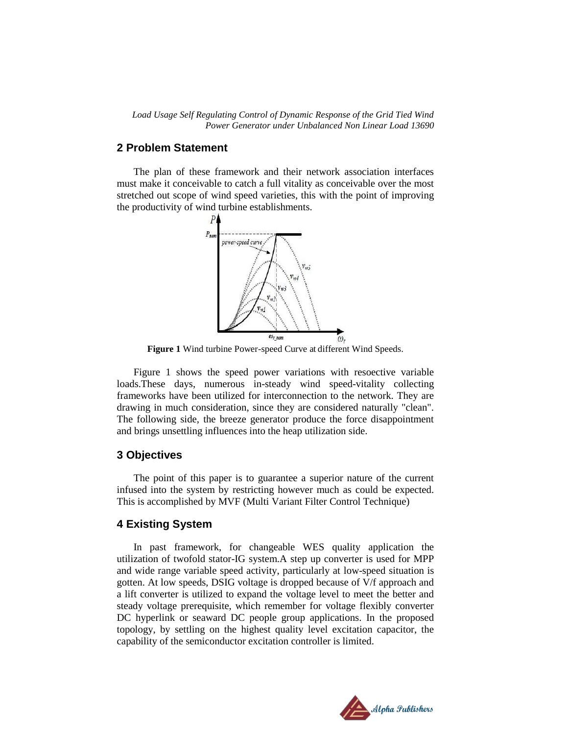## 2 Problem Statement

The plan of these framework and their network association interfaces must make it conceivable to catch a full vitality as conceivable over the most stretched out scope of wind speed varieties, this with the point of improving the productivity of wind turbine establishments.

**Figure 1** Wind turbine Power-speed Curve at different Wind Speeds.

Figure 1 shows the speed power variations with resoective variable loads.These days, numerous in-steady wind speed-vitality collecting frameworks have been utilized for interconnection to the network. They are drawing in much consideration, since they are considered naturally "clean". The following side, the breeze generator produce the force disappointment and brings unsettling influences into the heap utilization side.

## 3 Objectives

The point of this paper is to guarantee a superior nature of the current infused into the system by restricting however much as could be expected. This is accomplished by MVF (Multi Variant Filter Control Technique)

## 4 Existing System

In past framework, for changeable WES quality application the utilization of twofold stator-IG system.A step up converter is used for MPP and wide range variable speed activity, particularly at low-speed situation is gotten. At low speeds, DSIG voltage is dropped because of V/f approach and a lift converter is utilized to expand the voltage level to meet the better and steady voltage prerequisite, which remember for voltage flexibly converter DC hyperlink or seaward DC people group applications. In the proposed topology, by settling on the highest quality level excitation capacitor, the capability of the semiconductor excitation controller is limited.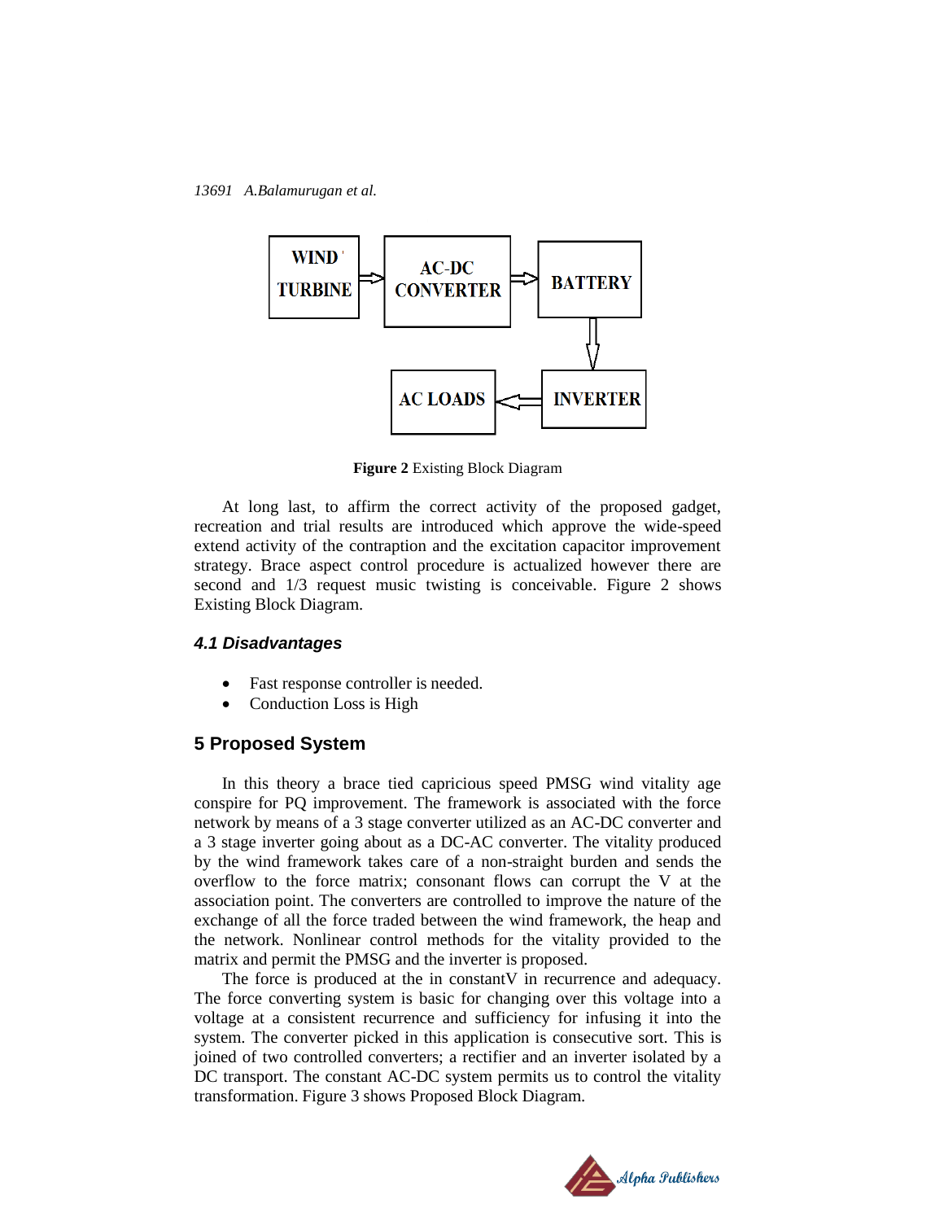WIND TURBINE → AC-DC CONVERTER → BATTERY → INVERTER → AC LOADS

**Figure 2** Existing Block Diagram

At long last, to affirm the correct activity of the proposed gadget, recreation and trial results are introduced which approve the wide-speed extend activity of the contraption and the excitation capacitor improvement strategy. Brace aspect control procedure is actualized however there are second and 1/3 request music twisting is conceivable. Figure 2 shows Existing Block Diagram.

### *4.1 Disadvantages*

- Fast response controller is needed.
- Conduction Loss is High

## 5 Proposed System

In this theory a brace tied capricious speed PMSG wind vitality age conspire for PQ improvement. The framework is associated with the force network by means of a 3 stage converter utilized as an AC-DC converter and a 3 stage inverter going about as a DC-AC converter. The vitality produced by the wind framework takes care of a non-straight burden and sends the overflow to the force matrix; consonant flows can corrupt the V at the association point. The converters are controlled to improve the nature of the exchange of all the force traded between the wind framework, the heap and the network. Nonlinear control methods for the vitality provided to the matrix and permit the PMSG and the inverter is proposed.

The force is produced at the in constantV in recurrence and adequacy. The force converting system is basic for changing over this voltage into a voltage at a consistent recurrence and sufficiency for infusing it into the system. The converter picked in this application is consecutive sort. This is joined of two controlled converters; a rectifier and an inverter isolated by a DC transport. The constant AC-DC system permits us to control the vitality transformation. Figure 3 shows Proposed Block Diagram.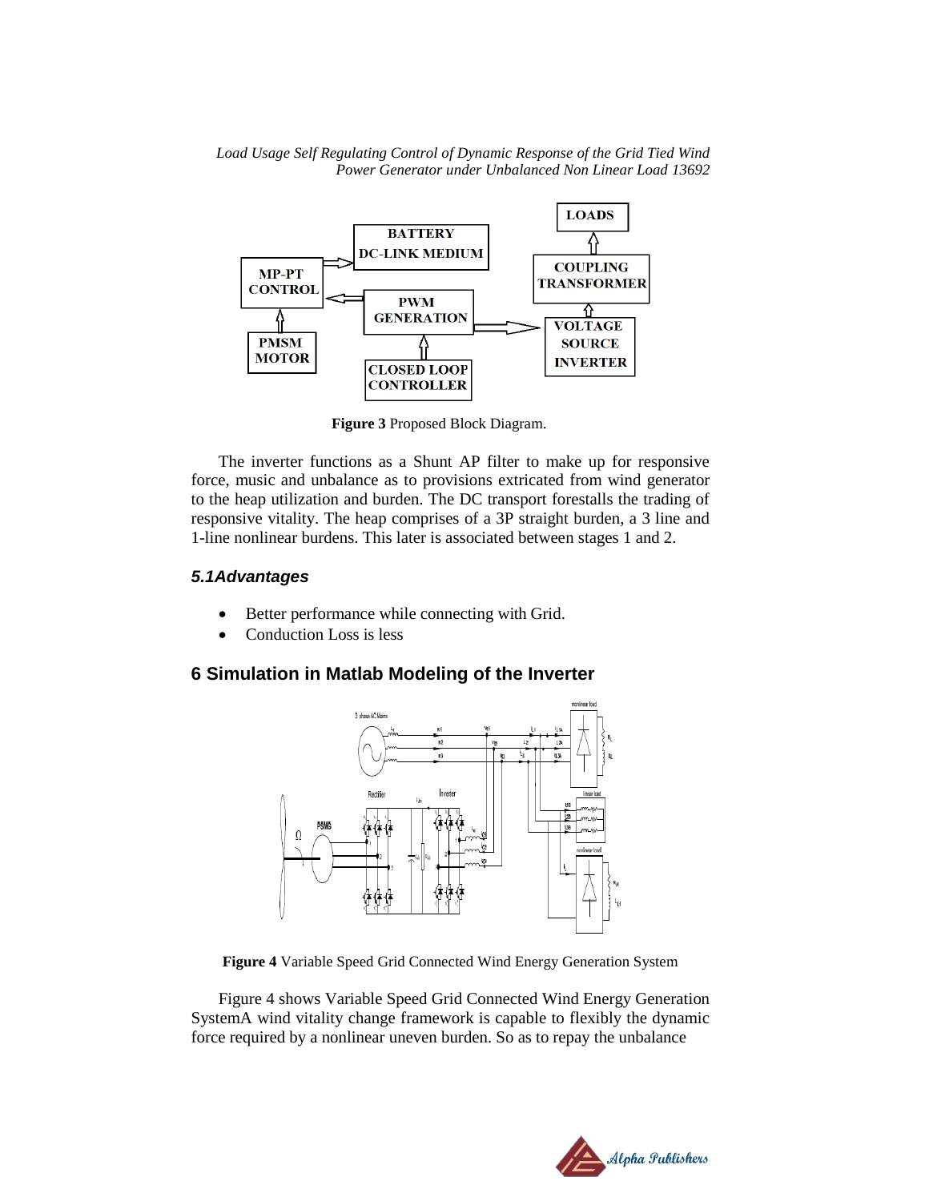**Figure 3** Proposed Block Diagram.

The inverter functions as a Shunt AP filter to make up for responsive force, music and unbalance as to provisions extricated from wind generator to the heap utilization and burden. The DC transport forestalls the trading of responsive vitality. The heap comprises of a 3P straight burden, a 3 line and 1-line nonlinear burdens. This later is associated between stages 1 and 2.

### *5.1Advantages*

- Better performance while connecting with Grid.
- Conduction Loss is less

## 6 Simulation in Matlab Modeling of the Inverter

**Figure 4** Variable Speed Grid Connected Wind Energy Generation System

Figure 4 shows Variable Speed Grid Connected Wind Energy Generation SystemA wind vitality change framework is capable to flexibly the dynamic force required by a nonlinear uneven burden. So as to repay the unbalance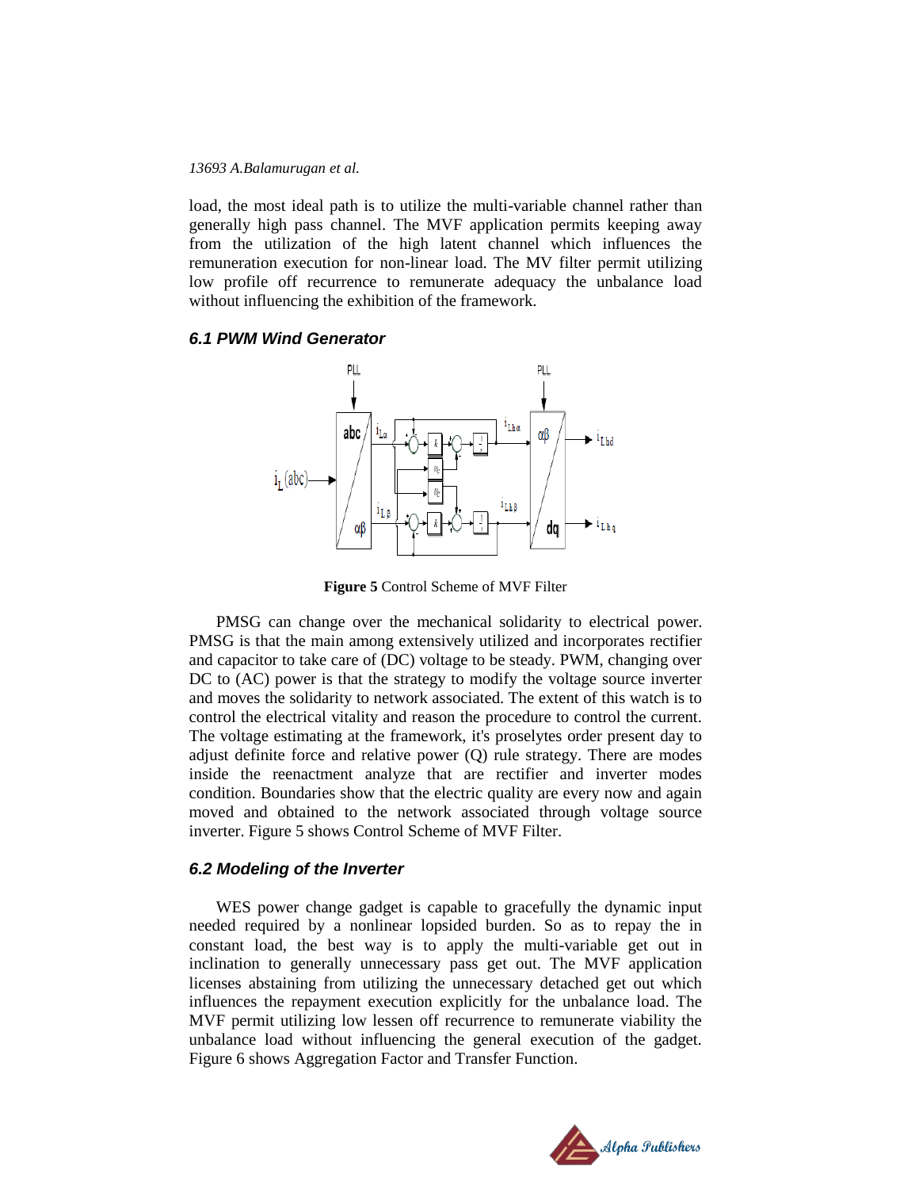load, the most ideal path is to utilize the multi-variable channel rather than generally high pass channel. The MVF application permits keeping away from the utilization of the high latent channel which influences the remuneration execution for non-linear load. The MV filter permit utilizing low profile off recurrence to remunerate adequacy the unbalance load without influencing the exhibition of the framework.

### 6.1 PWM Wind Generator

**Figure 5** Control Scheme of MVF Filter

PMSG can change over the mechanical solidarity to electrical power. PMSG is that the main among extensively utilized and incorporates rectifier and capacitor to take care of (DC) voltage to be steady. PWM, changing over DC to (AC) power is that the strategy to modify the voltage source inverter and moves the solidarity to network associated. The extent of this watch is to control the electrical vitality and reason the procedure to control the current. The voltage estimating at the framework, it's proselytes order present day to adjust definite force and relative power (Q) rule strategy. There are modes inside the reenactment analyze that are rectifier and inverter modes condition. Boundaries show that the electric quality are every now and again moved and obtained to the network associated through voltage source inverter. Figure 5 shows Control Scheme of MVF Filter.

### 6.2 Modeling of the Inverter

WES power change gadget is capable to gracefully the dynamic input needed required by a nonlinear lopsided burden. So as to repay the in constant load, the best way is to apply the multi-variable get out in inclination to generally unnecessary pass get out. The MVF application licenses abstaining from utilizing the unnecessary detached get out which influences the repayment execution explicitly for the unbalance load. The MVF permit utilizing low lessen off recurrence to remunerate viability the unbalance load without influencing the general execution of the gadget. Figure 6 shows Aggregation Factor and Transfer Function.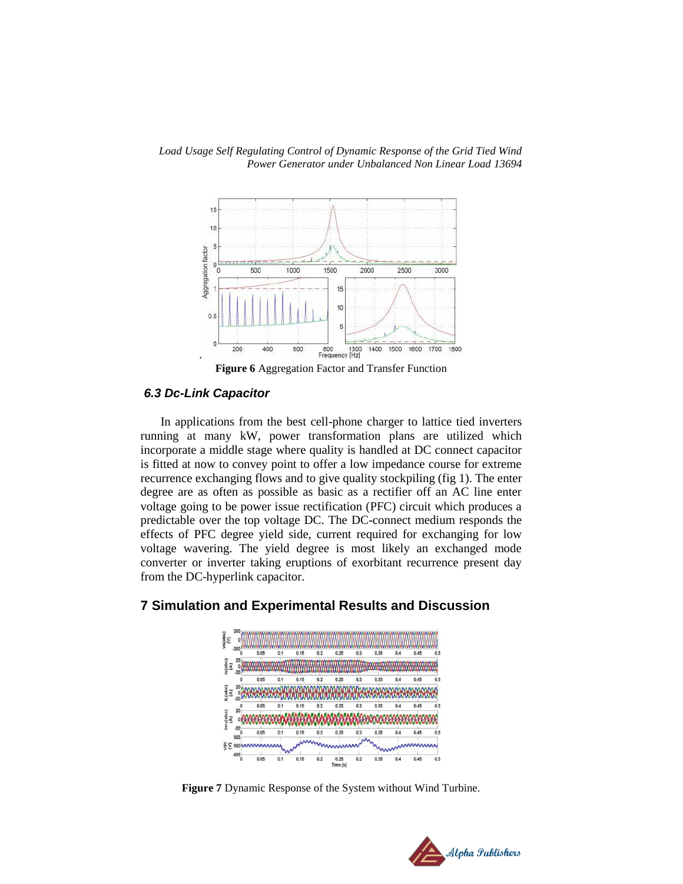**Figure 6** Aggregation Factor and Transfer Function

### *6.3 Dc-Link Capacitor*

In applications from the best cell-phone charger to lattice tied inverters running at many kW, power transformation plans are utilized which incorporate a middle stage where quality is handled at DC connect capacitor is fitted at now to convey point to offer a low impedance course for extreme recurrence exchanging flows and to give quality stockpiling (fig 1). The enter degree are as often as possible as basic as a rectifier off an AC line enter voltage going to be power issue rectification (PFC) circuit which produces a predictable over the top voltage DC. The DC-connect medium responds the effects of PFC degree yield side, current required for exchanging for low voltage wavering. The yield degree is most likely an exchanged mode converter or inverter taking eruptions of exorbitant recurrence present day from the DC-hyperlink capacitor.

## 7 Simulation and Experimental Results and Discussion

**Figure 7** Dynamic Response of the System without Wind Turbine.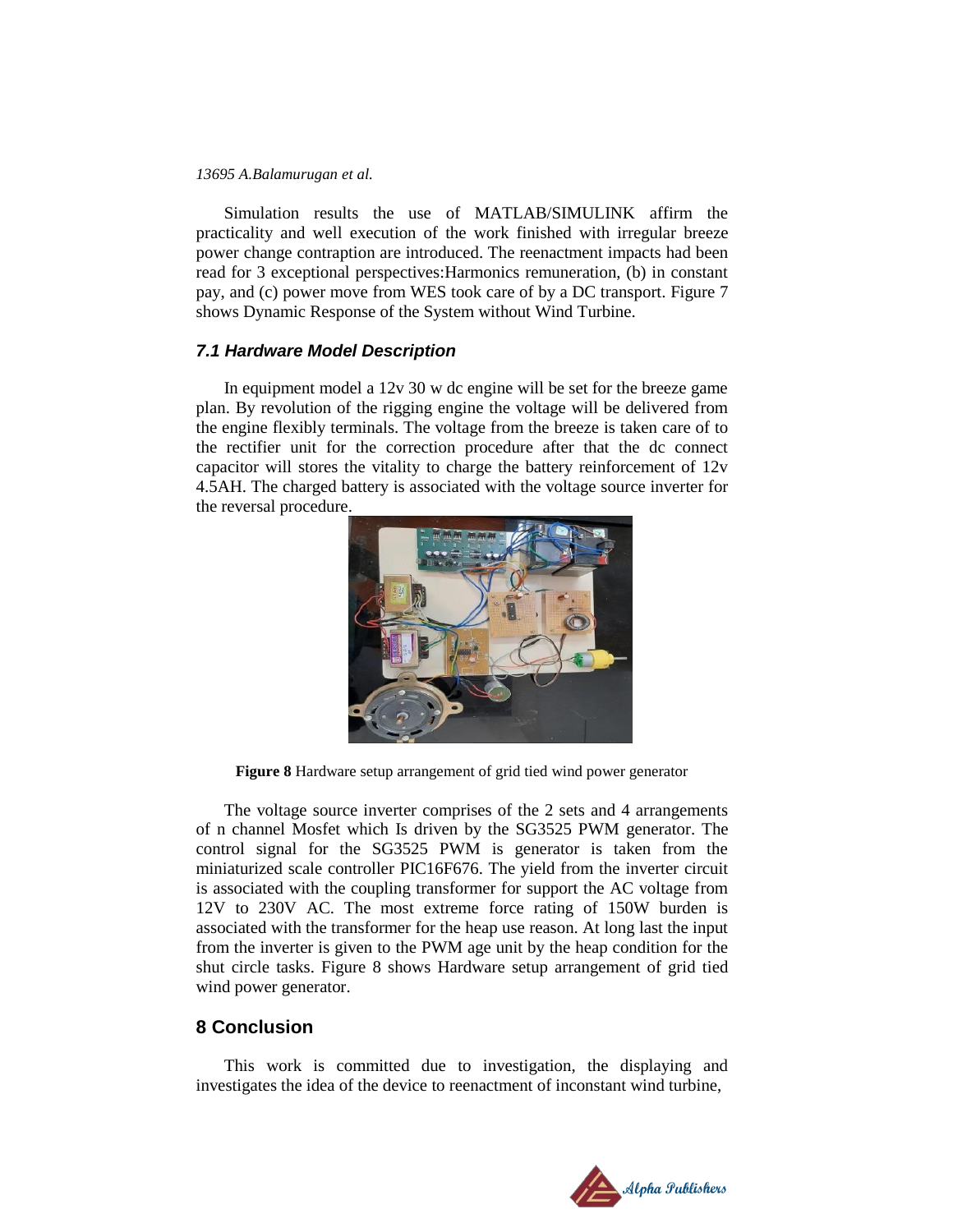Simulation results the use of MATLAB/SIMULINK affirm the practicality and well execution of the work finished with irregular breeze power change contraption are introduced. The reenactment impacts had been read for 3 exceptional perspectives:Harmonics remuneration, (b) in constant pay, and (c) power move from WES took care of by a DC transport. Figure 7 shows Dynamic Response of the System without Wind Turbine.

### *7.1 Hardware Model Description*

In equipment model a 12v 30 w dc engine will be set for the breeze game plan. By revolution of the rigging engine the voltage will be delivered from the engine flexibly terminals. The voltage from the breeze is taken care of to the rectifier unit for the correction procedure after that the dc connect capacitor will stores the vitality to charge the battery reinforcement of 12v 4.5AH. The charged battery is associated with the voltage source inverter for the reversal procedure.

**Figure 8** Hardware setup arrangement of grid tied wind power generator

The voltage source inverter comprises of the 2 sets and 4 arrangements of n channel Mosfet which Is driven by the SG3525 PWM generator. The control signal for the SG3525 PWM is generator is taken from the miniaturized scale controller PIC16F676. The yield from the inverter circuit is associated with the coupling transformer for support the AC voltage from 12V to 230V AC. The most extreme force rating of 150W burden is associated with the transformer for the heap use reason. At long last the input from the inverter is given to the PWM age unit by the heap condition for the shut circle tasks. Figure 8 shows Hardware setup arrangement of grid tied wind power generator.

## 8 Conclusion

This work is committed due to investigation, the displaying and investigates the idea of the device to reenactment of inconstant wind turbine,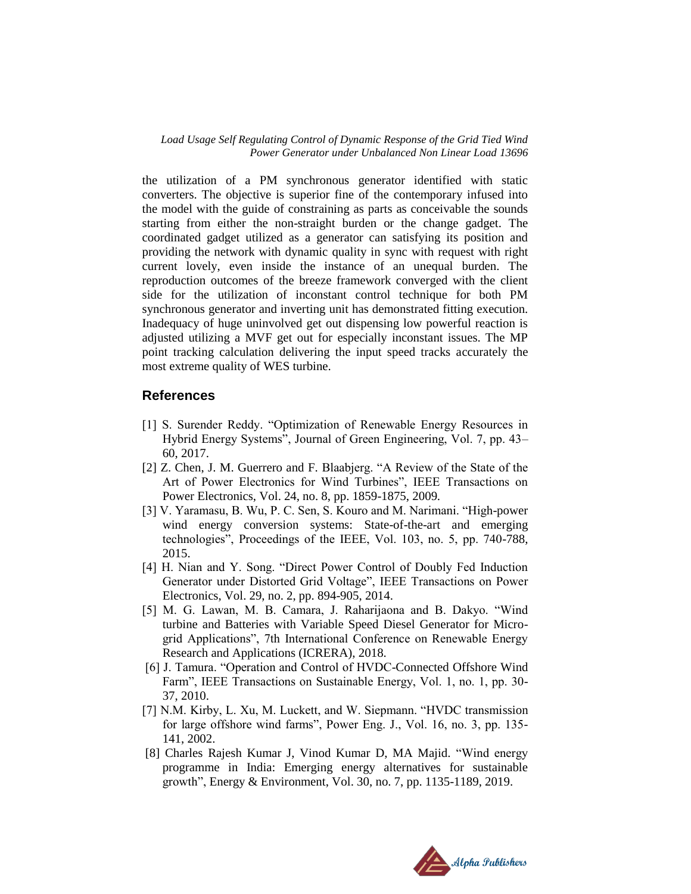the utilization of a PM synchronous generator identified with static converters. The objective is superior fine of the contemporary infused into the model with the guide of constraining as parts as conceivable the sounds starting from either the non-straight burden or the change gadget. The coordinated gadget utilized as a generator can satisfying its position and providing the network with dynamic quality in sync with request with right current lovely, even inside the instance of an unequal burden. The reproduction outcomes of the breeze framework converged with the client side for the utilization of inconstant control technique for both PM synchronous generator and inverting unit has demonstrated fitting execution. Inadequacy of huge uninvolved get out dispensing low powerful reaction is adjusted utilizing a MVF get out for especially inconstant issues. The MP point tracking calculation delivering the input speed tracks accurately the most extreme quality of WES turbine.

## References

[1] S. Surender Reddy. "Optimization of Renewable Energy Resources in Hybrid Energy Systems", Journal of Green Engineering, Vol. 7, pp. 43–60, 2017.

[2] Z. Chen, J. M. Guerrero and F. Blaabjerg. "A Review of the State of the Art of Power Electronics for Wind Turbines", IEEE Transactions on Power Electronics, Vol. 24, no. 8, pp. 1859-1875, 2009.

[3] V. Yaramasu, B. Wu, P. C. Sen, S. Kouro and M. Narimani. "High-power wind energy conversion systems: State-of-the-art and emerging technologies", Proceedings of the IEEE, Vol. 103, no. 5, pp. 740-788, 2015.

[4] H. Nian and Y. Song. "Direct Power Control of Doubly Fed Induction Generator under Distorted Grid Voltage", IEEE Transactions on Power Electronics, Vol. 29, no. 2, pp. 894-905, 2014.

[5] M. G. Lawan, M. B. Camara, J. Raharijaona and B. Dakyo. "Wind turbine and Batteries with Variable Speed Diesel Generator for Micro-grid Applications", 7th International Conference on Renewable Energy Research and Applications (ICRERA), 2018.

[6] J. Tamura. "Operation and Control of HVDC-Connected Offshore Wind Farm", IEEE Transactions on Sustainable Energy, Vol. 1, no. 1, pp. 30-37, 2010.

[7] N.M. Kirby, L. Xu, M. Luckett, and W. Siepmann. "HVDC transmission for large offshore wind farms", Power Eng. J., Vol. 16, no. 3, pp. 135-141, 2002.

[8] Charles Rajesh Kumar J, Vinod Kumar D, MA Majid. "Wind energy programme in India: Emerging energy alternatives for sustainable growth", Energy & Environment, Vol. 30, no. 7, pp. 1135-1189, 2019.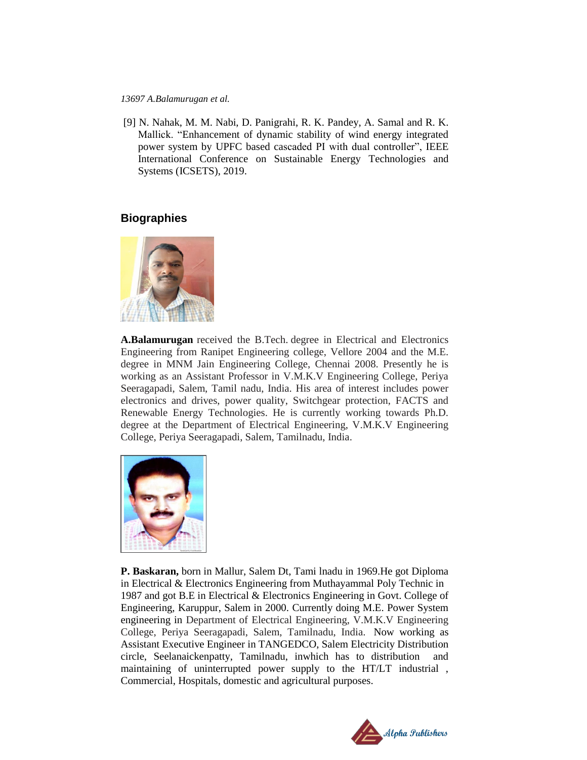[9] N. Nahak, M. M. Nabi, D. Panigrahi, R. K. Pandey, A. Samal and R. K. Mallick. "Enhancement of dynamic stability of wind energy integrated power system by UPFC based cascaded PI with dual controller", IEEE International Conference on Sustainable Energy Technologies and Systems (ICSETS), 2019.

## Biographies

**A.Balamurugan** received the B.Tech. degree in Electrical and Electronics Engineering from Ranipet Engineering college, Vellore 2004 and the M.E. degree in MNM Jain Engineering College, Chennai 2008. Presently he is working as an Assistant Professor in V.M.K.V Engineering College, Periya Seeragapadi, Salem, Tamil nadu, India. His area of interest includes power electronics and drives, power quality, Switchgear protection, FACTS and Renewable Energy Technologies. He is currently working towards Ph.D. degree at the Department of Electrical Engineering, V.M.K.V Engineering College, Periya Seeragapadi, Salem, Tamilnadu, India.

**P. Baskaran,** born in Mallur, Salem Dt, Tami lnadu in 1969.He got Diploma in Electrical & Electronics Engineering from Muthayammal Poly Technic in 1987 and got B.E in Electrical & Electronics Engineering in Govt. College of Engineering, Karuppur, Salem in 2000. Currently doing M.E. Power System engineering in Department of Electrical Engineering, V.M.K.V Engineering College, Periya Seeragapadi, Salem, Tamilnadu, India. Now working as Assistant Executive Engineer in TANGEDCO, Salem Electricity Distribution circle, Seelanaickenpatty, Tamilnadu, inwhich has to distribution and maintaining of uninterrupted power supply to the HT/LT industrial , Commercial, Hospitals, domestic and agricultural purposes.